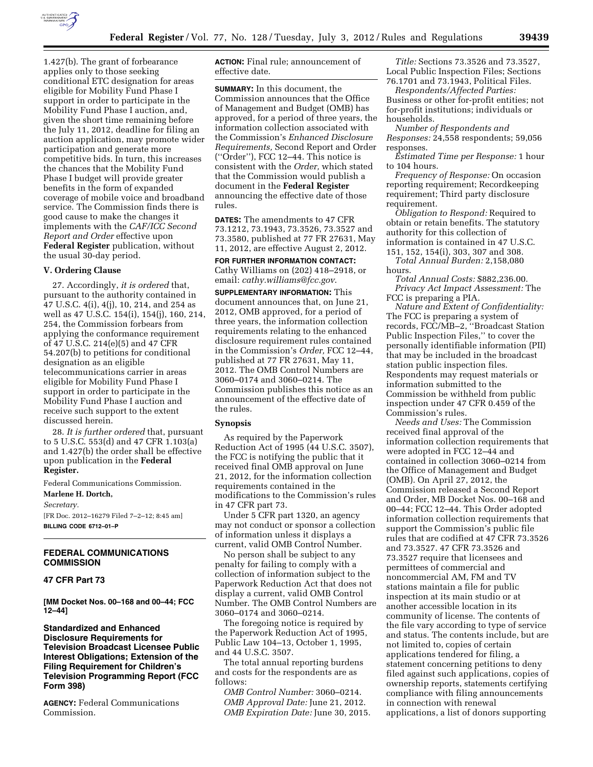1.427(b). The grant of forbearance applies only to those seeking conditional ETC designation for areas eligible for Mobility Fund Phase I support in order to participate in the Mobility Fund Phase I auction, and, given the short time remaining before the July 11, 2012, deadline for filing an auction application, may promote wider participation and generate more competitive bids. In turn, this increases the chances that the Mobility Fund Phase I budget will provide greater benefits in the form of expanded coverage of mobile voice and broadband service. The Commission finds there is good cause to make the changes it implements with the *CAF/ICC Second Report and Order* effective upon **Federal Register** publication, without the usual 30-day period.

### V. Ordering Clause

27. Accordingly, *it is ordered* that, pursuant to the authority contained in 47 U.S.C. 4(i), 4(j), 10, 214, and 254 as well as 47 U.S.C. 154(i), 154(j), 160, 214, 254, the Commission forbears from applying the conformance requirement of 47 U.S.C. 214(e)(5) and 47 CFR 54.207(b) to petitions for conditional designation as an eligible telecommunications carrier in areas eligible for Mobility Fund Phase I support in order to participate in the Mobility Fund Phase I auction and receive such support to the extent discussed herein.

28. *It is further ordered* that, pursuant to 5 U.S.C. 553(d) and 47 CFR 1.103(a) and 1.427(b) the order shall be effective upon publication in the **Federal Register.**

Federal Communications Commission.

**Marlene H. Dortch,**

*Secretary.*

[FR Doc. 2012–16279 Filed 7–2–12; 8:45 am]

**BILLING CODE 6712–01–P**

## FEDERAL COMMUNICATIONS COMMISSION

### 47 CFR Part 73

**[MM Docket Nos. 00–168 and 00–44; FCC 12–44]**

### Standardized and Enhanced Disclosure Requirements for Television Broadcast Licensee Public Interest Obligations; Extension of the Filing Requirement for Children's Television Programming Report (FCC Form 398)

**AGENCY:** Federal Communications Commission.

**ACTION:** Final rule; announcement of effective date.

**SUMMARY:** In this document, the Commission announces that the Office of Management and Budget (OMB) has approved, for a period of three years, the information collection associated with the Commission's *Enhanced Disclosure Requirements,* Second Report and Order (''Order''), FCC 12–44. This notice is consistent with the *Order,* which stated that the Commission would publish a document in the **Federal Register** announcing the effective date of those rules.

**DATES:** The amendments to 47 CFR 73.1212, 73.1943, 73.3526, 73.3527 and 73.3580, published at 77 FR 27631, May 11, 2012, are effective August 2, 2012.

**FOR FURTHER INFORMATION CONTACT:** Cathy Williams on (202) 418–2918, or email: *cathy.williams@fcc.gov*.

**SUPPLEMENTARY INFORMATION:** This document announces that, on June 21, 2012, OMB approved, for a period of three years, the information collection requirements relating to the enhanced disclosure requirement rules contained in the Commission's *Order,* FCC 12–44, published at 77 FR 27631, May 11, 2012. The OMB Control Numbers are 3060–0174 and 3060–0214. The Commission publishes this notice as an announcement of the effective date of the rules.

### Synopsis

As required by the Paperwork Reduction Act of 1995 (44 U.S.C. 3507), the FCC is notifying the public that it received final OMB approval on June 21, 2012, for the information collection requirements contained in the modifications to the Commission's rules in 47 CFR part 73.

Under 5 CFR part 1320, an agency may not conduct or sponsor a collection of information unless it displays a current, valid OMB Control Number.

No person shall be subject to any penalty for failing to comply with a collection of information subject to the Paperwork Reduction Act that does not display a current, valid OMB Control Number. The OMB Control Numbers are 3060–0174 and 3060–0214.

The foregoing notice is required by the Paperwork Reduction Act of 1995, Public Law 104–13, October 1, 1995, and 44 U.S.C. 3507.

The total annual reporting burdens and costs for the respondents are as follows:

*OMB Control Number:* 3060–0214.

*OMB Approval Date:* June 21, 2012.

*OMB Expiration Date:* June 30, 2015.

*Title:* Sections 73.3526 and 73.3527, Local Public Inspection Files; Sections 76.1701 and 73.1943, Political Files.

*Respondents/Affected Parties:* Business or other for-profit entities; not for-profit institutions; individuals or households.

*Number of Respondents and Responses:* 24,558 respondents; 59,056 responses.

*Estimated Time per Response:* 1 hour to 104 hours.

*Frequency of Response:* On occasion reporting requirement; Recordkeeping requirement; Third party disclosure requirement.

*Obligation to Respond:* Required to obtain or retain benefits. The statutory authority for this collection of information is contained in 47 U.S.C. 151, 152, 154(i), 303, 307 and 308.

*Total Annual Burden:* 2,158,080 hours.

*Total Annual Costs:* $882,236.00.

*Privacy Act Impact Assessment:* The FCC is preparing a PIA.

*Nature and Extent of Confidentiality:* The FCC is preparing a system of records, FCC/MB–2, ''Broadcast Station Public Inspection Files,'' to cover the personally identifiable information (PII) that may be included in the broadcast station public inspection files. Respondents may request materials or information submitted to the Commission be withheld from public inspection under 47 CFR 0.459 of the Commission's rules.

*Needs and Uses:* The Commission received final approval of the information collection requirements that were adopted in FCC 12–44 and contained in collection 3060–0214 from the Office of Management and Budget (OMB). On April 27, 2012, the Commission released a Second Report and Order, MB Docket Nos. 00–168 and 00–44; FCC 12–44. This Order adopted information collection requirements that support the Commission's public file rules that are codified at 47 CFR 73.3526 and 73.3527. 47 CFR 73.3526 and 73.3527 require that licensees and permittees of commercial and noncommercial AM, FM and TV stations maintain a file for public inspection at its main studio or at another accessible location in its community of license. The contents of the file vary according to type of service and status. The contents include, but are not limited to, copies of certain applications tendered for filing, a statement concerning petitions to deny filed against such applications, copies of ownership reports, statements certifying compliance with filing announcements in connection with renewal applications, a list of donors supporting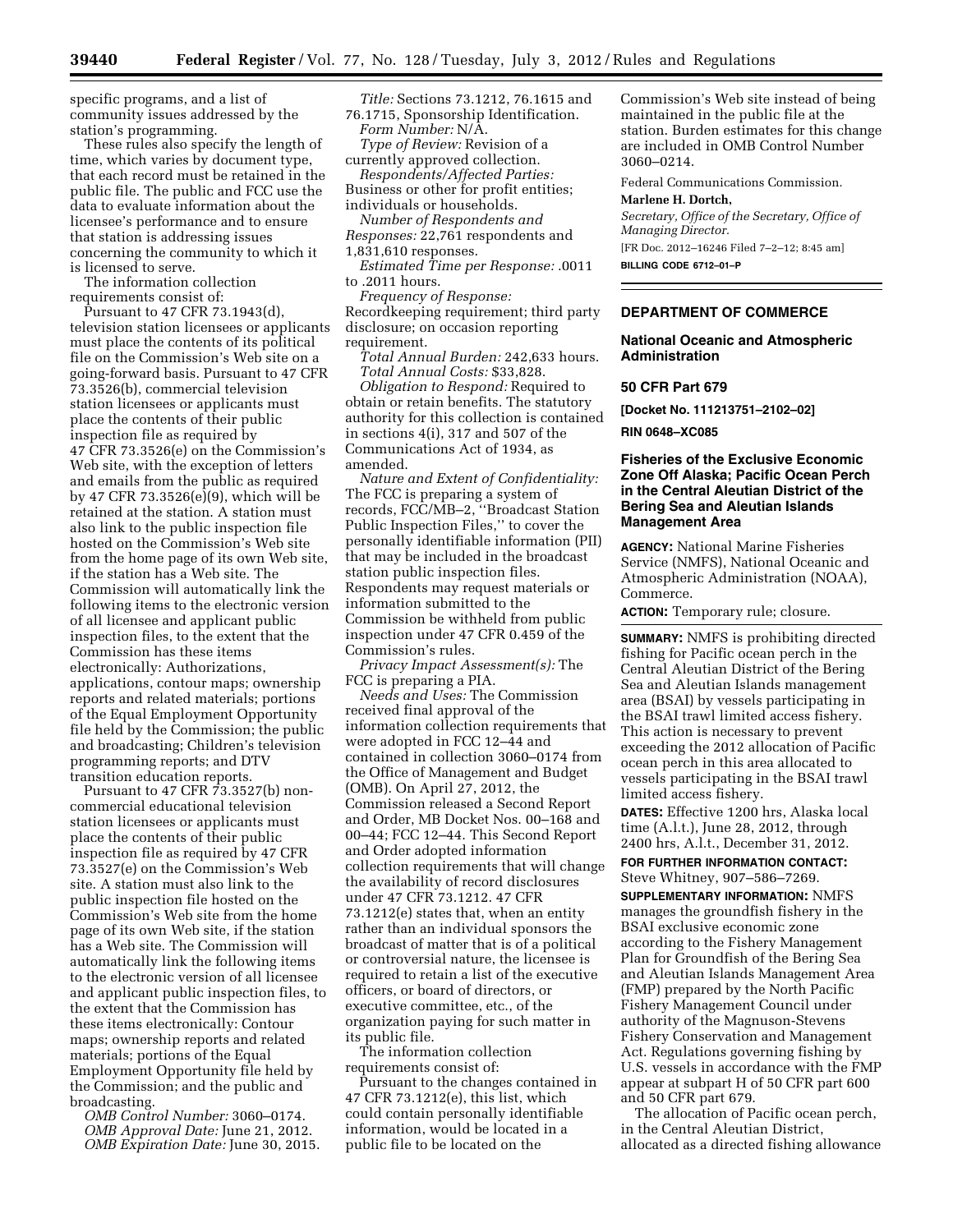specific programs, and a list of community issues addressed by the station's programming.

These rules also specify the length of time, which varies by document type, that each record must be retained in the public file. The public and FCC use the data to evaluate information about the licensee's performance and to ensure that station is addressing issues concerning the community to which it is licensed to serve.

The information collection requirements consist of:

Pursuant to 47 CFR 73.1943(d), television station licensees or applicants must place the contents of its political file on the Commission's Web site on a going-forward basis. Pursuant to 47 CFR 73.3526(b), commercial television station licensees or applicants must place the contents of their public inspection file as required by 47 CFR 73.3526(e) on the Commission's Web site, with the exception of letters and emails from the public as required by 47 CFR 73.3526(e)(9), which will be retained at the station. A station must also link to the public inspection file hosted on the Commission's Web site from the home page of its own Web site, if the station has a Web site. The Commission will automatically link the following items to the electronic version of all licensee and applicant public inspection files, to the extent that the Commission has these items electronically: Authorizations, applications, contour maps; ownership reports and related materials; portions of the Equal Employment Opportunity file held by the Commission; the public and broadcasting; Children's television programming reports; and DTV transition education reports.

Pursuant to 47 CFR 73.3527(b) non-commercial educational television station licensees or applicants must place the contents of their public inspection file as required by 47 CFR 73.3527(e) on the Commission's Web site. A station must also link to the public inspection file hosted on the Commission's Web site from the home page of its own Web site, if the station has a Web site. The Commission will automatically link the following items to the electronic version of all licensee and applicant public inspection files, to the extent that the Commission has these items electronically: Contour maps; ownership reports and related materials; portions of the Equal Employment Opportunity file held by the Commission; and the public and broadcasting.

*OMB Control Number:* 3060–0174.
*OMB Approval Date:* June 21, 2012.
*OMB Expiration Date:* June 30, 2015.
*Title:* Sections 73.1212, 76.1615 and 76.1715, Sponsorship Identification.
*Form Number:* N/A.
*Type of Review:* Revision of a currently approved collection.
*Respondents/Affected Parties:* Business or other for profit entities; individuals or households.
*Number of Respondents and Responses:* 22,761 respondents and 1,831,610 responses.
*Estimated Time per Response:* .0011 to .2011 hours.
*Frequency of Response:* Recordkeeping requirement; third party disclosure; on occasion reporting requirement.
*Total Annual Burden:* 242,633 hours.
*Total Annual Costs:* $33,828.
*Obligation to Respond:* Required to obtain or retain benefits. The statutory authority for this collection is contained in sections 4(i), 317 and 507 of the Communications Act of 1934, as amended.
*Nature and Extent of Confidentiality:* The FCC is preparing a system of records, FCC/MB–2, ''Broadcast Station Public Inspection Files,'' to cover the personally identifiable information (PII) that may be included in the broadcast station public inspection files. Respondents may request materials or information submitted to the Commission be withheld from public inspection under 47 CFR 0.459 of the Commission's rules.
*Privacy Impact Assessment(s):* The FCC is preparing a PIA.
*Needs and Uses:* The Commission received final approval of the information collection requirements that were adopted in FCC 12–44 and contained in collection 3060–0174 from the Office of Management and Budget (OMB). On April 27, 2012, the Commission released a Second Report and Order, MB Docket Nos. 00–168 and 00–44; FCC 12–44. This Second Report and Order adopted information collection requirements that will change the availability of record disclosures under 47 CFR 73.1212. 47 CFR 73.1212(e) states that, when an entity rather than an individual sponsors the broadcast of matter that is of a political or controversial nature, the licensee is required to retain a list of the executive officers, or board of directors, or executive committee, etc., of the organization paying for such matter in its public file.

The information collection requirements consist of:

Pursuant to the changes contained in 47 CFR 73.1212(e), this list, which could contain personally identifiable information, would be located in a public file to be located on the Commission's Web site instead of being maintained in the public file at the station. Burden estimates for this change are included in OMB Control Number 3060–0214.

Federal Communications Commission.

**Marlene H. Dortch,**

*Secretary, Office of the Secretary, Office of Managing Director.*

[FR Doc. 2012–16246 Filed 7–2–12; 8:45 am]

**BILLING CODE 6712–01–P**

## DEPARTMENT OF COMMERCE

### National Oceanic and Atmospheric Administration

### 50 CFR Part 679

**[Docket No. 111213751–2102–02]**

**RIN 0648–XC085**

### Fisheries of the Exclusive Economic Zone Off Alaska; Pacific Ocean Perch in the Central Aleutian District of the Bering Sea and Aleutian Islands Management Area

**AGENCY:** National Marine Fisheries Service (NMFS), National Oceanic and Atmospheric Administration (NOAA), Commerce.

**ACTION:** Temporary rule; closure.

**SUMMARY:** NMFS is prohibiting directed fishing for Pacific ocean perch in the Central Aleutian District of the Bering Sea and Aleutian Islands management area (BSAI) by vessels participating in the BSAI trawl limited access fishery. This action is necessary to prevent exceeding the 2012 allocation of Pacific ocean perch in this area allocated to vessels participating in the BSAI trawl limited access fishery.

**DATES:** Effective 1200 hrs, Alaska local time (A.l.t.), June 28, 2012, through 2400 hrs, A.l.t., December 31, 2012.

**FOR FURTHER INFORMATION CONTACT:** Steve Whitney, 907–586–7269.

**SUPPLEMENTARY INFORMATION:** NMFS manages the groundfish fishery in the BSAI exclusive economic zone according to the Fishery Management Plan for Groundfish of the Bering Sea and Aleutian Islands Management Area (FMP) prepared by the North Pacific Fishery Management Council under authority of the Magnuson-Stevens Fishery Conservation and Management Act. Regulations governing fishing by U.S. vessels in accordance with the FMP appear at subpart H of 50 CFR part 600 and 50 CFR part 679.

The allocation of Pacific ocean perch, in the Central Aleutian District, allocated as a directed fishing allowance